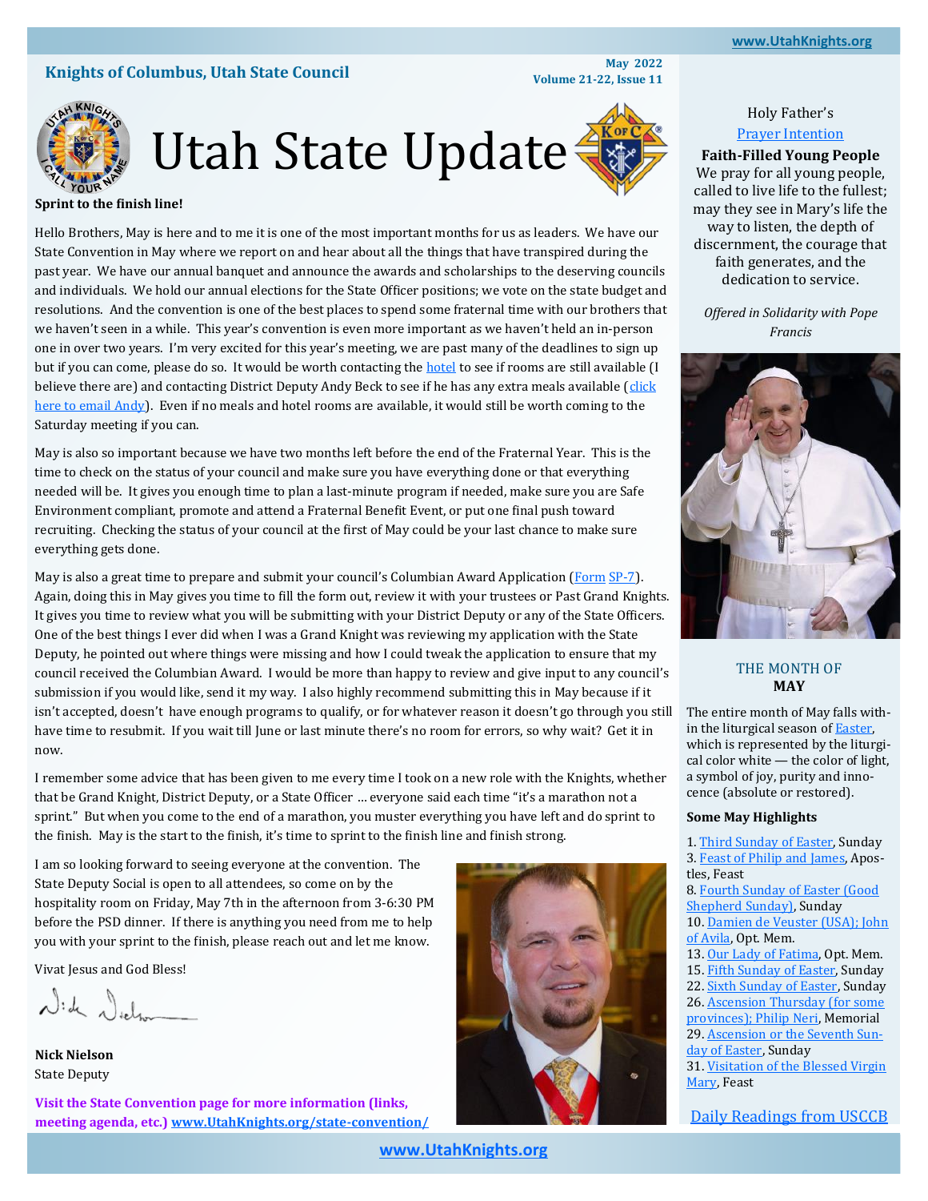Knights of Columbus, Utah State Council

May 2022
Volume 21-22, Issue 11

# Utah State Update

**Sprint to the finish line!**

Hello Brothers, May is here and to me it is one of the most important months for us as leaders. We have our State Convention in May where we report on and hear about all the things that have transpired during the past year. We have our annual banquet and announce the awards and scholarships to the deserving councils and individuals. We hold our annual elections for the State Officer positions; we vote on the state budget and resolutions. And the convention is one of the best places to spend some fraternal time with our brothers that we haven't seen in a while. This year's convention is even more important as we haven't held an in-person one in over two years. I'm very excited for this year's meeting, we are past many of the deadlines to sign up but if you can come, please do so. It would be worth contacting the hotel to see if rooms are still available (I believe there are) and contacting District Deputy Andy Beck to see if he has any extra meals available (click here to email Andy). Even if no meals and hotel rooms are available, it would still be worth coming to the Saturday meeting if you can.

May is also so important because we have two months left before the end of the Fraternal Year. This is the time to check on the status of your council and make sure you have everything done or that everything needed will be. It gives you enough time to plan a last-minute program if needed, make sure you are Safe Environment compliant, promote and attend a Fraternal Benefit Event, or put one final push toward recruiting. Checking the status of your council at the first of May could be your last chance to make sure everything gets done.

May is also a great time to prepare and submit your council's Columbian Award Application (Form SP-7). Again, doing this in May gives you time to fill the form out, review it with your trustees or Past Grand Knights. It gives you time to review what you will be submitting with your District Deputy or any of the State Officers. One of the best things I ever did when I was a Grand Knight was reviewing my application with the State Deputy, he pointed out where things were missing and how I could tweak the application to ensure that my council received the Columbian Award. I would be more than happy to review and give input to any council's submission if you would like, send it my way. I also highly recommend submitting this in May because if it isn't accepted, doesn't have enough programs to qualify, or for whatever reason it doesn't go through you still have time to resubmit. If you wait till June or last minute there's no room for errors, so why wait? Get it in now.

I remember some advice that has been given to me every time I took on a new role with the Knights, whether that be Grand Knight, District Deputy, or a State Officer … everyone said each time "it's a marathon not a sprint." But when you come to the end of a marathon, you muster everything you have left and do sprint to the finish. May is the start to the finish, it's time to sprint to the finish line and finish strong.

I am so looking forward to seeing everyone at the convention. The State Deputy Social is open to all attendees, so come on by the hospitality room on Friday, May 7th in the afternoon from 3-6:30 PM before the PSD dinner. If there is anything you need from me to help you with your sprint to the finish, please reach out and let me know.

Vivat Jesus and God Bless!

**Nick Nielson**
State Deputy

**Visit the State Convention page for more information (links, meeting agenda, etc.) www.UtahKnights.org/state-convention/**

---

Holy Father's
Prayer Intention

**Faith-Filled Young People**
We pray for all young people, called to live life to the fullest; may they see in Mary's life the way to listen, the depth of discernment, the courage that faith generates, and the dedication to service.

*Offered in Solidarity with Pope Francis*

THE MONTH OF
**MAY**

The entire month of May falls within the liturgical season of Easter, which is represented by the liturgical color white — the color of light, a symbol of joy, purity and innocence (absolute or restored).

**Some May Highlights**

1. Third Sunday of Easter, Sunday
3. Feast of Philip and James, Apostles, Feast
8. Fourth Sunday of Easter (Good Shepherd Sunday), Sunday
10. Damien de Veuster (USA); John of Avila, Opt. Mem.
13. Our Lady of Fatima, Opt. Mem.
15. Fifth Sunday of Easter, Sunday
22. Sixth Sunday of Easter, Sunday
26. Ascension Thursday (for some provinces); Philip Neri, Memorial
29. Ascension or the Seventh Sunday of Easter, Sunday
31. Visitation of the Blessed Virgin Mary, Feast

Daily Readings from USCCB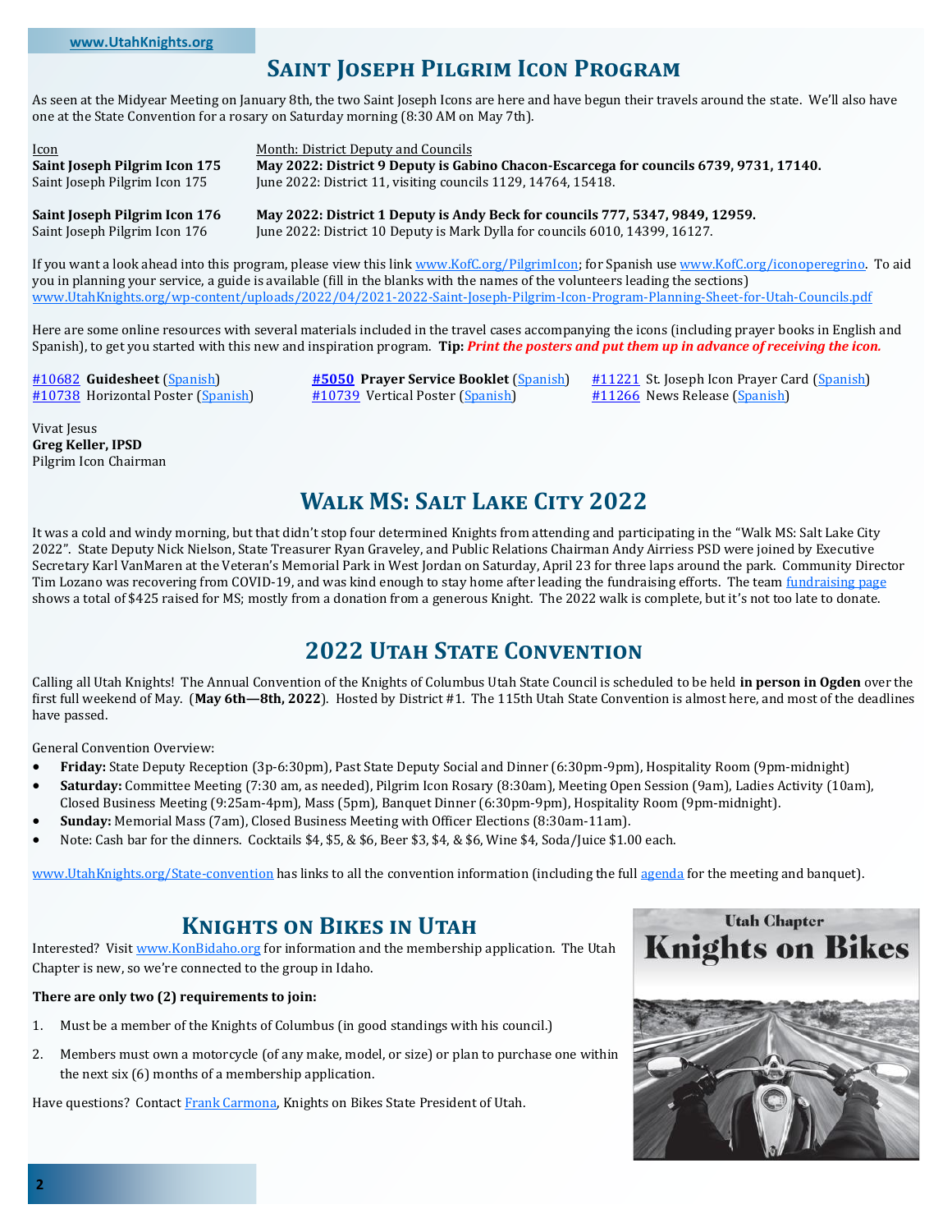## Saint Joseph Pilgrim Icon Program

As seen at the Midyear Meeting on January 8th, the two Saint Joseph Icons are here and have begun their travels around the state. We'll also have one at the State Convention for a rosary on Saturday morning (8:30 AM on May 7th).

| Icon | Month: District Deputy and Councils |
|---|---|
| **Saint Joseph Pilgrim Icon 175** | **May 2022: District 9 Deputy is Gabino Chacon-Escarcega for councils 6739, 9731, 17140.** |
| Saint Joseph Pilgrim Icon 175 | June 2022: District 11, visiting councils 1129, 14764, 15418. |
| **Saint Joseph Pilgrim Icon 176** | **May 2022: District 1 Deputy is Andy Beck for councils 777, 5347, 9849, 12959.** |
| Saint Joseph Pilgrim Icon 176 | June 2022: District 10 Deputy is Mark Dylla for councils 6010, 14399, 16127. |

If you want a look ahead into this program, please view this link www.KofC.org/PilgrimIcon; for Spanish use www.KofC.org/iconoperegrino. To aid you in planning your service, a guide is available (fill in the blanks with the names of the volunteers leading the sections) www.UtahKnights.org/wp-content/uploads/2022/04/2021-2022-Saint-Joseph-Pilgrim-Icon-Program-Planning-Sheet-for-Utah-Councils.pdf

Here are some online resources with several materials included in the travel cases accompanying the icons (including prayer books in English and Spanish), to get you started with this new and inspiration program. **Tip:** ***Print the posters and put them up in advance of receiving the icon.***

#10682 **Guidesheet** (Spanish)
#10738 Horizontal Poster (Spanish)
**#5050 Prayer Service Booklet** (Spanish)
#10739 Vertical Poster (Spanish)
#11221 St. Joseph Icon Prayer Card (Spanish)
#11266 News Release (Spanish)

Vivat Jesus
**Greg Keller, IPSD**
Pilgrim Icon Chairman

## Walk MS: Salt Lake City 2022

It was a cold and windy morning, but that didn't stop four determined Knights from attending and participating in the "Walk MS: Salt Lake City 2022". State Deputy Nick Nielson, State Treasurer Ryan Graveley, and Public Relations Chairman Andy Airriess PSD were joined by Executive Secretary Karl VanMaren at the Veteran's Memorial Park in West Jordan on Saturday, April 23 for three laps around the park. Community Director Tim Lozano was recovering from COVID-19, and was kind enough to stay home after leading the fundraising efforts. The team fundraising page shows a total of $425 raised for MS; mostly from a donation from a generous Knight. The 2022 walk is complete, but it's not too late to donate.

## 2022 Utah State Convention

Calling all Utah Knights! The Annual Convention of the Knights of Columbus Utah State Council is scheduled to be held **in person in Ogden** over the first full weekend of May. (**May 6th—8th, 2022**). Hosted by District #1. The 115th Utah State Convention is almost here, and most of the deadlines have passed.

General Convention Overview:

- **Friday:** State Deputy Reception (3p-6:30pm), Past State Deputy Social and Dinner (6:30pm-9pm), Hospitality Room (9pm-midnight)
- **Saturday:** Committee Meeting (7:30 am, as needed), Pilgrim Icon Rosary (8:30am), Meeting Open Session (9am), Ladies Activity (10am), Closed Business Meeting (9:25am-4pm), Mass (5pm), Banquet Dinner (6:30pm-9pm), Hospitality Room (9pm-midnight).
- **Sunday:** Memorial Mass (7am), Closed Business Meeting with Officer Elections (8:30am-11am).
- Note: Cash bar for the dinners. Cocktails $4, $5, & $6, Beer $3, $4, & $6, Wine $4, Soda/Juice $1.00 each.

www.UtahKnights.org/State-convention has links to all the convention information (including the full agenda for the meeting and banquet).

## Knights on Bikes in Utah

Interested? Visit www.KonBidaho.org for information and the membership application. The Utah Chapter is new, so we're connected to the group in Idaho.

**There are only two (2) requirements to join:**

1. Must be a member of the Knights of Columbus (in good standings with his council.)
2. Members must own a motorcycle (of any make, model, or size) or plan to purchase one within the next six (6) months of a membership application.

Have questions? Contact Frank Carmona, Knights on Bikes State President of Utah.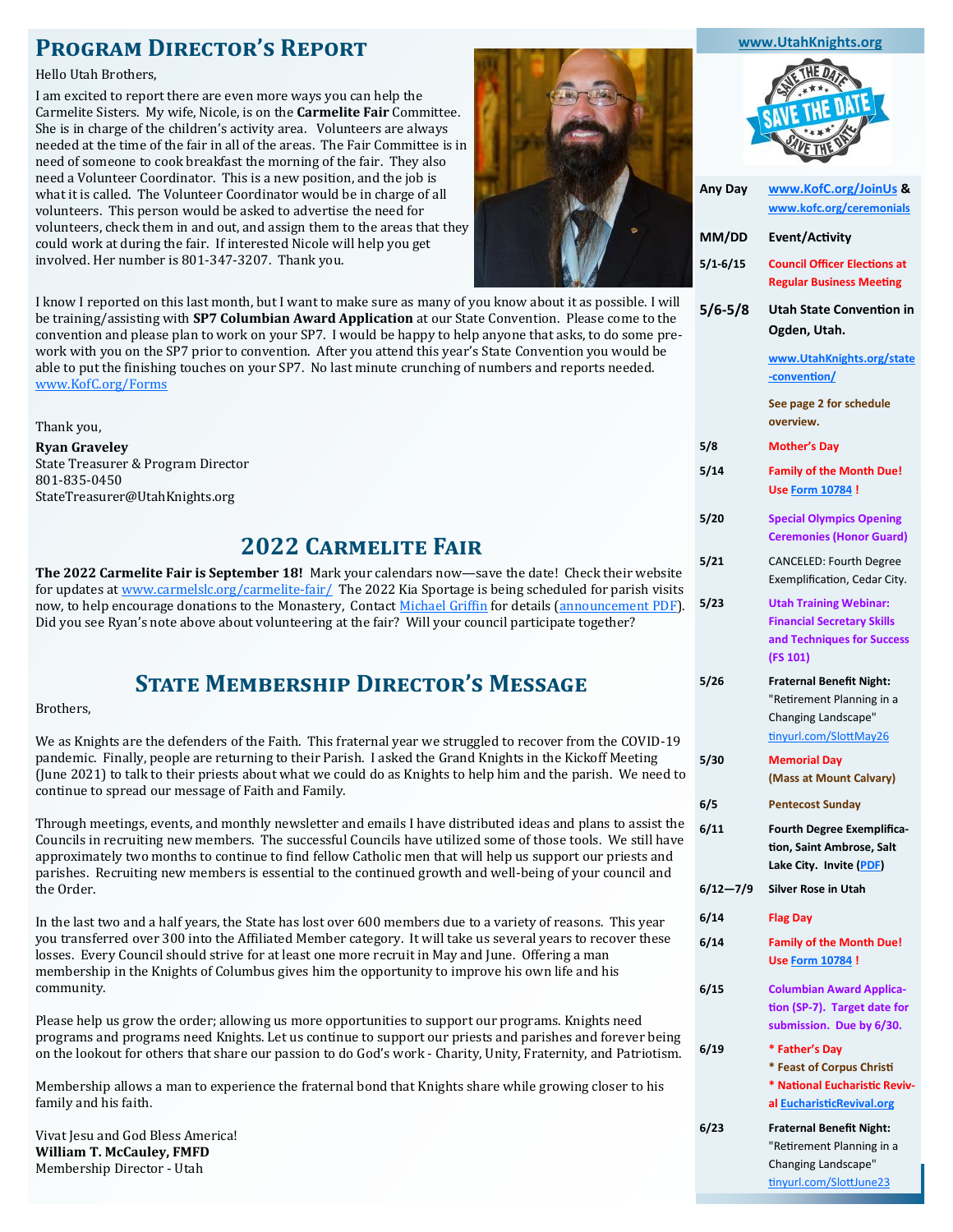## Program Director's Report

Hello Utah Brothers,

I am excited to report there are even more ways you can help the Carmelite Sisters. My wife, Nicole, is on the **Carmelite Fair** Committee. She is in charge of the children's activity area. Volunteers are always needed at the time of the fair in all of the areas. The Fair Committee is in need of someone to cook breakfast the morning of the fair. They also need a Volunteer Coordinator. This is a new position, and the job is what it is called. The Volunteer Coordinator would be in charge of all volunteers. This person would be asked to advertise the need for volunteers, check them in and out, and assign them to the areas that they could work at during the fair. If interested Nicole will help you get involved. Her number is 801-347-3207. Thank you.

I know I reported on this last month, but I want to make sure as many of you know about it as possible. I will be training/assisting with **SP7 Columbian Award Application** at our State Convention. Please come to the convention and please plan to work on your SP7. I would be happy to help anyone that asks, to do some pre-work with you on the SP7 prior to convention. After you attend this year's State Convention you would be able to put the finishing touches on your SP7. No last minute crunching of numbers and reports needed. www.KofC.org/Forms

Thank you,

**Ryan Graveley**
State Treasurer & Program Director
801-835-0450
StateTreasurer@UtahKnights.org

## 2022 Carmelite Fair

**The 2022 Carmelite Fair is September 18!** Mark your calendars now—save the date! Check their website for updates at www.carmelslc.org/carmelite-fair/ The 2022 Kia Sportage is being scheduled for parish visits now, to help encourage donations to the Monastery, Contact Michael Griffin for details (announcement PDF). Did you see Ryan's note above about volunteering at the fair? Will your council participate together?

## State Membership Director's Message

Brothers,

We as Knights are the defenders of the Faith. This fraternal year we struggled to recover from the COVID-19 pandemic. Finally, people are returning to their Parish. I asked the Grand Knights in the Kickoff Meeting (June 2021) to talk to their priests about what we could do as Knights to help him and the parish. We need to continue to spread our message of Faith and Family.

Through meetings, events, and monthly newsletter and emails I have distributed ideas and plans to assist the Councils in recruiting new members. The successful Councils have utilized some of those tools. We still have approximately two months to continue to find fellow Catholic men that will help us support our priests and parishes. Recruiting new members is essential to the continued growth and well-being of your council and the Order.

In the last two and a half years, the State has lost over 600 members due to a variety of reasons. This year you transferred over 300 into the Affiliated Member category. It will take us several years to recover these losses. Every Council should strive for at least one more recruit in May and June. Offering a man membership in the Knights of Columbus gives him the opportunity to improve his own life and his community.

Please help us grow the order; allowing us more opportunities to support our programs. Knights need programs and programs need Knights. Let us continue to support our priests and parishes and forever being on the lookout for others that share our passion to do God's work - Charity, Unity, Fraternity, and Patriotism.

Membership allows a man to experience the fraternal bond that Knights share while growing closer to his family and his faith.

Vivat Jesu and God Bless America!
**William T. McCauley, FMFD**
Membership Director - Utah

---

www.UtahKnights.org

SAVE THE DATE

| Any Day | www.KofC.org/JoinUs & www.kofc.org/ceremonials |
|---|---|
| **MM/DD** | **Event/Activity** |
| 5/1-6/15 | Council Officer Elections at Regular Business Meeting |
| **5/6-5/8** | **Utah State Convention in Ogden, Utah.** www.UtahKnights.org/state-convention/ See page 2 for schedule overview. |
| 5/8 | Mother's Day |
| 5/14 | Family of the Month Due! Use Form 10784 ! |
| 5/20 | Special Olympics Opening Ceremonies (Honor Guard) |
| 5/21 | CANCELED: Fourth Degree Exemplification, Cedar City. |
| 5/23 | Utah Training Webinar: Financial Secretary Skills and Techniques for Success (FS 101) |
| 5/26 | Fraternal Benefit Night: "Retirement Planning in a Changing Landscape" tinyurl.com/SlottMay26 |
| 5/30 | Memorial Day (Mass at Mount Calvary) |
| 6/5 | Pentecost Sunday |
| 6/11 | Fourth Degree Exemplification, Saint Ambrose, Salt Lake City. Invite (PDF) |
| 6/12—7/9 | Silver Rose in Utah |
| 6/14 | Flag Day |
| 6/14 | Family of the Month Due! Use Form 10784 ! |
| 6/15 | Columbian Award Application (SP-7). Target date for submission. Due by 6/30. |
| 6/19 | * Father's Day * Feast of Corpus Christi * National Eucharistic Revival EucharisticRevival.org |
| 6/23 | Fraternal Benefit Night: "Retirement Planning in a Changing Landscape" tinyurl.com/SlottJune23 |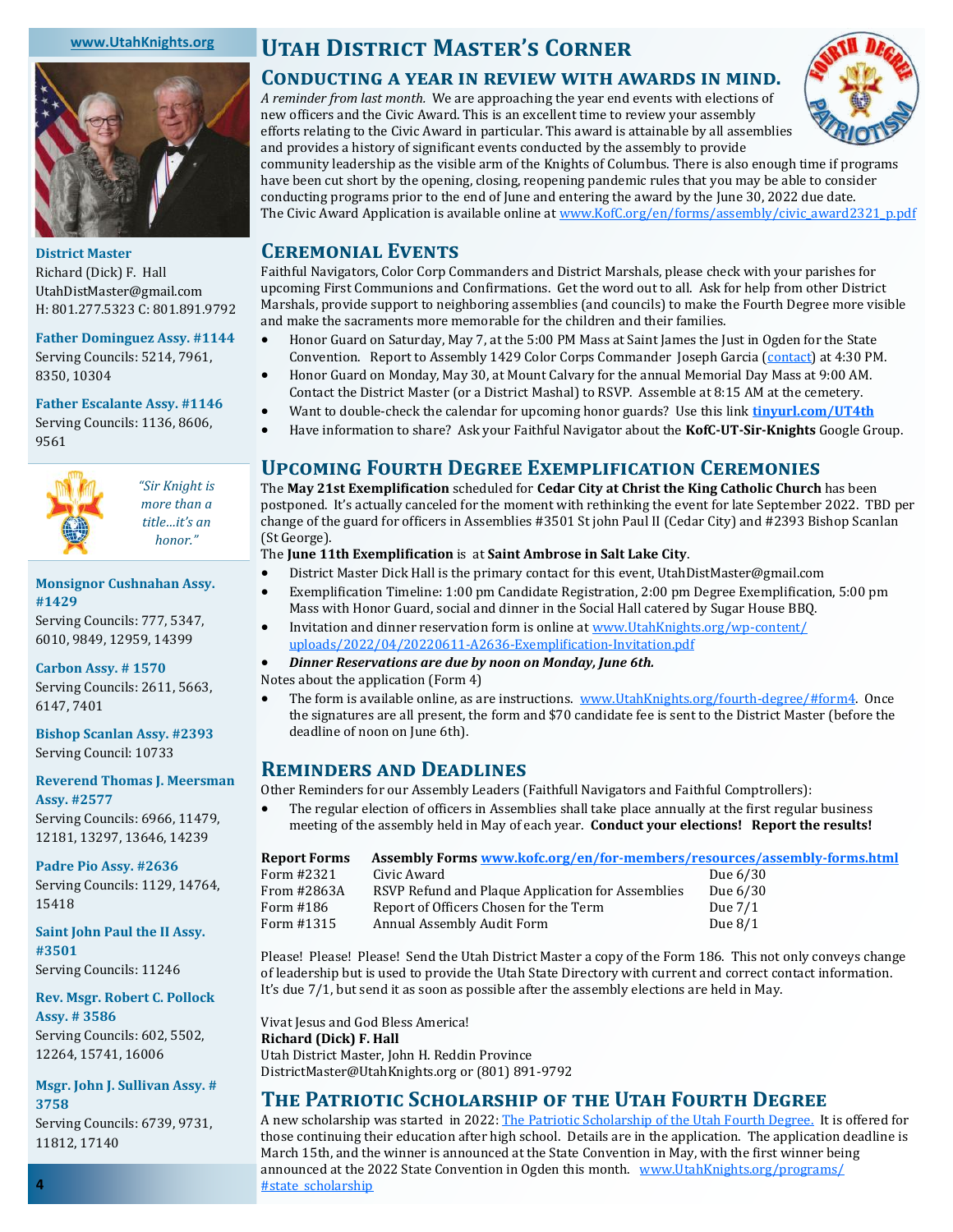**www.UtahKnights.org**

**District Master**
Richard (Dick) F. Hall
UtahDistMaster@gmail.com
H: 801.277.5323 C: 801.891.9792

**Father Dominguez Assy. #1144**
Serving Councils: 5214, 7961, 8350, 10304

**Father Escalante Assy. #1146**
Serving Councils: 1136, 8606, 9561

*"Sir Knight is more than a title…it's an honor."*

**Monsignor Cushnahan Assy. #1429**
Serving Councils: 777, 5347, 6010, 9849, 12959, 14399

**Carbon Assy. # 1570**
Serving Councils: 2611, 5663, 6147, 7401

**Bishop Scanlan Assy. #2393**
Serving Council: 10733

**Reverend Thomas J. Meersman Assy. #2577**
Serving Councils: 6966, 11479, 12181, 13297, 13646, 14239

**Padre Pio Assy. #2636**
Serving Councils: 1129, 14764, 15418

**Saint John Paul the II Assy. #3501**
Serving Councils: 11246

**Rev. Msgr. Robert C. Pollock Assy. # 3586**
Serving Councils: 602, 5502, 12264, 15741, 16006

**Msgr. John J. Sullivan Assy. # 3758**
Serving Councils: 6739, 9731, 11812, 17140

# Utah District Master's Corner

## Conducting a year in review with awards in mind.

*A reminder from last month.* We are approaching the year end events with elections of new officers and the Civic Award. This is an excellent time to review your assembly efforts relating to the Civic Award in particular. This award is attainable by all assemblies and provides a history of significant events conducted by the assembly to provide community leadership as the visible arm of the Knights of Columbus. There is also enough time if programs have been cut short by the opening, closing, reopening pandemic rules that you may be able to consider conducting programs prior to the end of June and entering the award by the June 30, 2022 due date. The Civic Award Application is available online at www.KofC.org/en/forms/assembly/civic_award2321_p.pdf

## Ceremonial Events

Faithful Navigators, Color Corp Commanders and District Marshals, please check with your parishes for upcoming First Communions and Confirmations. Get the word out to all. Ask for help from other District Marshals, provide support to neighboring assemblies (and councils) to make the Fourth Degree more visible and make the sacraments more memorable for the children and their families.

- Honor Guard on Saturday, May 7, at the 5:00 PM Mass at Saint James the Just in Ogden for the State Convention. Report to Assembly 1429 Color Corps Commander Joseph Garcia (contact) at 4:30 PM.
- Honor Guard on Monday, May 30, at Mount Calvary for the annual Memorial Day Mass at 9:00 AM. Contact the District Master (or a District Mashal) to RSVP. Assemble at 8:15 AM at the cemetery.
- Want to double-check the calendar for upcoming honor guards? Use this link **tinyurl.com/UT4th**
- Have information to share? Ask your Faithful Navigator about the **KofC-UT-Sir-Knights** Google Group.

## Upcoming Fourth Degree Exemplification Ceremonies

The **May 21st Exemplification** scheduled for **Cedar City at Christ the King Catholic Church** has been postponed. It's actually canceled for the moment with rethinking the event for late September 2022. TBD per change of the guard for officers in Assemblies #3501 St john Paul II (Cedar City) and #2393 Bishop Scanlan (St George).

The **June 11th Exemplification** is at **Saint Ambrose in Salt Lake City**.

- District Master Dick Hall is the primary contact for this event, UtahDistMaster@gmail.com
- Exemplification Timeline: 1:00 pm Candidate Registration, 2:00 pm Degree Exemplification, 5:00 pm Mass with Honor Guard, social and dinner in the Social Hall catered by Sugar House BBQ.
- Invitation and dinner reservation form is online at www.UtahKnights.org/wp-content/uploads/2022/04/20220611-A2636-Exemplification-Invitation.pdf
- ***Dinner Reservations are due by noon on Monday, June 6th.***

Notes about the application (Form 4)

- The form is available online, as are instructions. www.UtahKnights.org/fourth-degree/#form4. Once the signatures are all present, the form and $70 candidate fee is sent to the District Master (before the deadline of noon on June 6th).

## Reminders and Deadlines

Other Reminders for our Assembly Leaders (Faithfull Navigators and Faithful Comptrollers):

- The regular election of officers in Assemblies shall take place annually at the first regular business meeting of the assembly held in May of each year. **Conduct your elections! Report the results!**

| Report Forms | Assembly Forms www.kofc.org/en/for-members/resources/assembly-forms.html | |
|---|---|---|
| Form #2321 | Civic Award | Due 6/30 |
| From #2863A | RSVP Refund and Plaque Application for Assemblies | Due 6/30 |
| Form #186 | Report of Officers Chosen for the Term | Due 7/1 |
| Form #1315 | Annual Assembly Audit Form | Due 8/1 |

Please! Please! Please! Send the Utah District Master a copy of the Form 186. This not only conveys change of leadership but is used to provide the Utah State Directory with current and correct contact information. It's due 7/1, but send it as soon as possible after the assembly elections are held in May.

Vivat Jesus and God Bless America!
**Richard (Dick) F. Hall**
Utah District Master, John H. Reddin Province
DistrictMaster@UtahKnights.org or (801) 891-9792

## The Patriotic Scholarship of the Utah Fourth Degree

A new scholarship was started in 2022: The Patriotic Scholarship of the Utah Fourth Degree. It is offered for those continuing their education after high school. Details are in the application. The application deadline is March 15th, and the winner is announced at the State Convention in May, with the first winner being announced at the 2022 State Convention in Ogden this month. www.UtahKnights.org/programs/#state_scholarship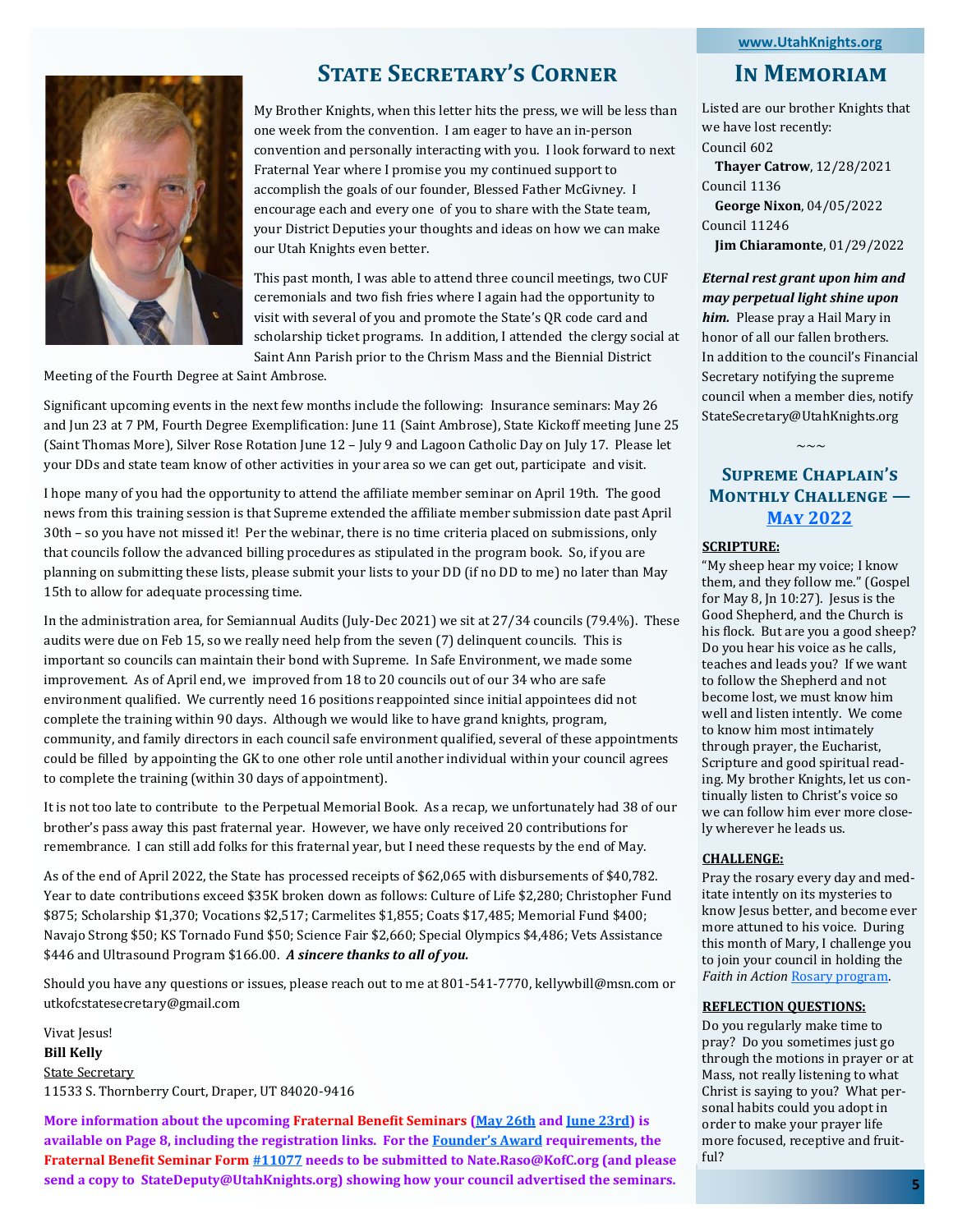## State Secretary's Corner

My Brother Knights, when this letter hits the press, we will be less than one week from the convention. I am eager to have an in-person convention and personally interacting with you. I look forward to next Fraternal Year where I promise you my continued support to accomplish the goals of our founder, Blessed Father McGivney. I encourage each and every one of you to share with the State team, your District Deputies your thoughts and ideas on how we can make our Utah Knights even better.

This past month, I was able to attend three council meetings, two CUF ceremonials and two fish fries where I again had the opportunity to visit with several of you and promote the State's QR code card and scholarship ticket programs. In addition, I attended the clergy social at Saint Ann Parish prior to the Chrism Mass and the Biennial District Meeting of the Fourth Degree at Saint Ambrose.

Significant upcoming events in the next few months include the following: Insurance seminars: May 26 and Jun 23 at 7 PM, Fourth Degree Exemplification: June 11 (Saint Ambrose), State Kickoff meeting June 25 (Saint Thomas More), Silver Rose Rotation June 12 – July 9 and Lagoon Catholic Day on July 17. Please let your DDs and state team know of other activities in your area so we can get out, participate and visit.

I hope many of you had the opportunity to attend the affiliate member seminar on April 19th. The good news from this training session is that Supreme extended the affiliate member submission date past April 30th – so you have not missed it! Per the webinar, there is no time criteria placed on submissions, only that councils follow the advanced billing procedures as stipulated in the program book. So, if you are planning on submitting these lists, please submit your lists to your DD (if no DD to me) no later than May 15th to allow for adequate processing time.

In the administration area, for Semiannual Audits (July-Dec 2021) we sit at 27/34 councils (79.4%). These audits were due on Feb 15, so we really need help from the seven (7) delinquent councils. This is important so councils can maintain their bond with Supreme. In Safe Environment, we made some improvement. As of April end, we improved from 18 to 20 councils out of our 34 who are safe environment qualified. We currently need 16 positions reappointed since initial appointees did not complete the training within 90 days. Although we would like to have grand knights, program, community, and family directors in each council safe environment qualified, several of these appointments could be filled by appointing the GK to one other role until another individual within your council agrees to complete the training (within 30 days of appointment).

It is not too late to contribute to the Perpetual Memorial Book. As a recap, we unfortunately had 38 of our brother's pass away this past fraternal year. However, we have only received 20 contributions for remembrance. I can still add folks for this fraternal year, but I need these requests by the end of May.

As of the end of April 2022, the State has processed receipts of $62,065 with disbursements of $40,782. Year to date contributions exceed $35K broken down as follows: Culture of Life $2,280; Christopher Fund $875; Scholarship $1,370; Vocations $2,517; Carmelites $1,855; Coats $17,485; Memorial Fund $400; Navajo Strong $50; KS Tornado Fund $50; Science Fair $2,660; Special Olympics $4,486; Vets Assistance $446 and Ultrasound Program $166.00. ***A sincere thanks to all of you.***

Should you have any questions or issues, please reach out to me at 801-541-7770, kellywbill@msn.com or utkofcstatesecretary@gmail.com

Vivat Jesus!
**Bill Kelly**
State Secretary
11533 S. Thornberry Court, Draper, UT 84020-9416

**More information about the upcoming Fraternal Benefit Seminars (May 26th and June 23rd) is available on Page 8, including the registration links. For the Founder's Award requirements, the Fraternal Benefit Seminar Form #11077 needs to be submitted to Nate.Raso@KofC.org (and please send a copy to StateDeputy@UtahKnights.org) showing how your council advertised the seminars.**

www.UtahKnights.org

## In Memoriam

Listed are our brother Knights that we have lost recently:

Council 602
**Thayer Catrow**, 12/28/2021

Council 1136
**George Nixon**, 04/05/2022

Council 11246
**Jim Chiaramonte**, 01/29/2022

***Eternal rest grant upon him and may perpetual light shine upon him.*** Please pray a Hail Mary in honor of all our fallen brothers.

In addition to the council's Financial Secretary notifying the supreme council when a member dies, notify StateSecretary@UtahKnights.org

~~~

## Supreme Chaplain's Monthly Challenge — May 2022

**SCRIPTURE:**

"My sheep hear my voice; I know them, and they follow me." (Gospel for May 8, Jn 10:27). Jesus is the Good Shepherd, and the Church is his flock. But are you a good sheep? Do you hear his voice as he calls, teaches and leads you? If we want to follow the Shepherd and not become lost, we must know him well and listen intently. We come to know him most intimately through prayer, the Eucharist, Scripture and good spiritual reading. My brother Knights, let us continually listen to Christ's voice so we can follow him ever more closely wherever he leads us.

**CHALLENGE:**

Pray the rosary every day and meditate intently on its mysteries to know Jesus better, and become ever more attuned to his voice. During this month of Mary, I challenge you to join your council in holding the *Faith in Action* Rosary program.

**REFLECTION QUESTIONS:**

Do you regularly make time to pray? Do you sometimes just go through the motions in prayer or at Mass, not really listening to what Christ is saying to you? What personal habits could you adopt in order to make your prayer life more focused, receptive and fruitful?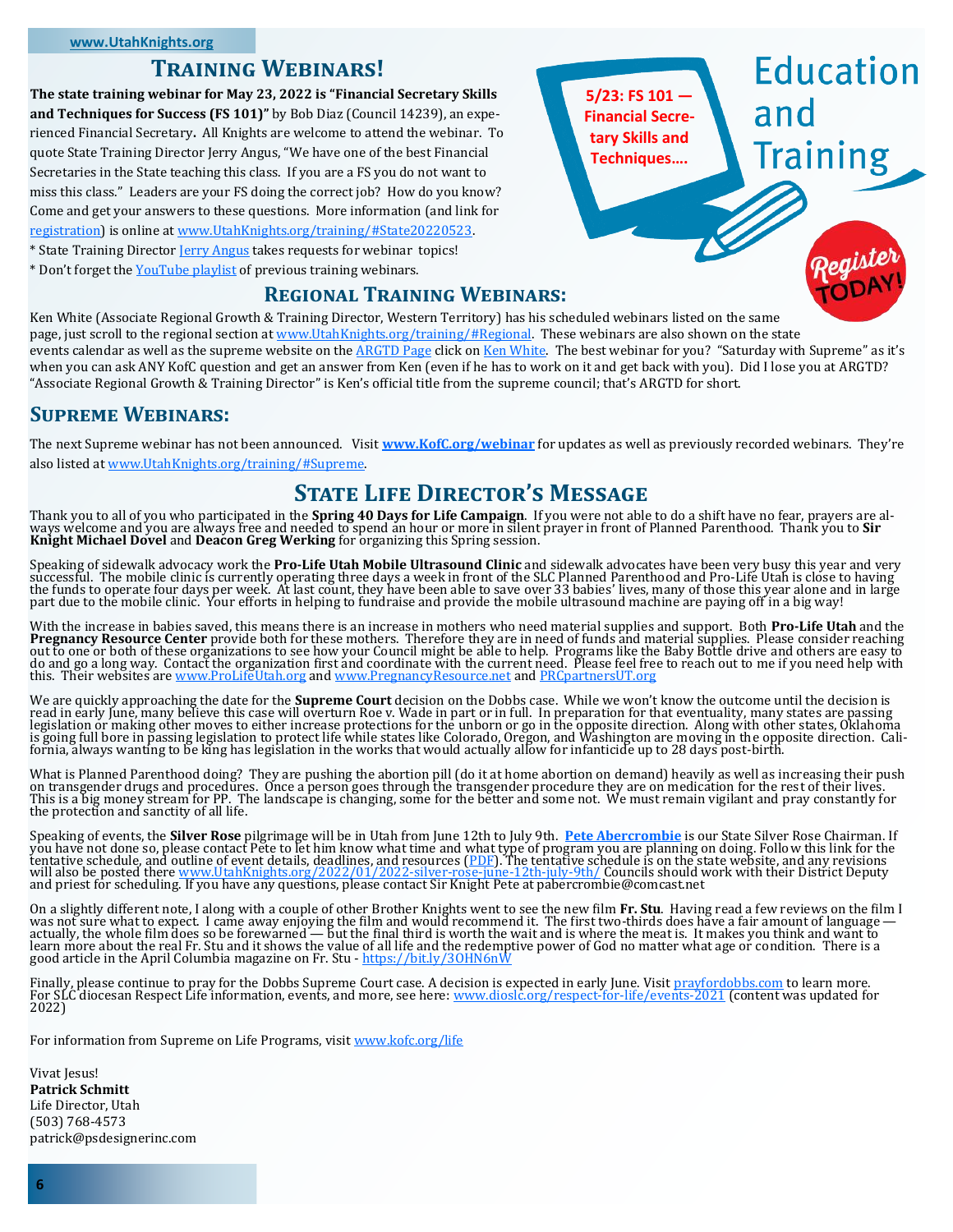## Training Webinars!

**The state training webinar for May 23, 2022 is "Financial Secretary Skills and Techniques for Success (FS 101)"** by Bob Diaz (Council 14239), an experienced Financial Secretary**.** All Knights are welcome to attend the webinar. To quote State Training Director Jerry Angus, "We have one of the best Financial Secretaries in the State teaching this class. If you are a FS you do not want to miss this class." Leaders are your FS doing the correct job? How do you know? Come and get your answers to these questions. More information (and link for registration) is online at www.UtahKnights.org/training/#State20220523.

\* State Training Director Jerry Angus takes requests for webinar topics!

\* Don't forget the YouTube playlist of previous training webinars.

Education and Training

5/23: FS 101 — Financial Secretary Skills and Techniques….

Register TODAY!

## Regional Training Webinars:

Ken White (Associate Regional Growth & Training Director, Western Territory) has his scheduled webinars listed on the same page, just scroll to the regional section at www.UtahKnights.org/training/#Regional. These webinars are also shown on the state events calendar as well as the supreme website on the ARGTD Page click on Ken White. The best webinar for you? "Saturday with Supreme" as it's when you can ask ANY KofC question and get an answer from Ken (even if he has to work on it and get back with you). Did I lose you at ARGTD? "Associate Regional Growth & Training Director" is Ken's official title from the supreme council; that's ARGTD for short.

## Supreme Webinars:

The next Supreme webinar has not been announced. Visit **www.KofC.org/webinar** for updates as well as previously recorded webinars. They're also listed at www.UtahKnights.org/training/#Supreme.

## State Life Director's Message

Thank you to all of you who participated in the **Spring 40 Days for Life Campaign**. If you were not able to do a shift have no fear, prayers are always welcome and you are always free and needed to spend an hour or more in silent prayer in front of Planned Parenthood. Thank you to **Sir Knight Michael Dovel** and **Deacon Greg Werking** for organizing this Spring session.

Speaking of sidewalk advocacy work the **Pro-Life Utah Mobile Ultrasound Clinic** and sidewalk advocates have been very busy this year and very successful. The mobile clinic is currently operating three days a week in front of the SLC Planned Parenthood and Pro-Life Utah is close to having the funds to operate four days per week. At last count, they have been able to save over 33 babies' lives, many of those this year alone and in large part due to the mobile clinic. Your efforts in helping to fundraise and provide the mobile ultrasound machine are paying off in a big way!

With the increase in babies saved, this means there is an increase in mothers who need material supplies and support. Both **Pro-Life Utah** and the **Pregnancy Resource Center** provide both for these mothers. Therefore they are in need of funds and material supplies. Please consider reaching out to one or both of these organizations to see how your Council might be able to help. Programs like the Baby Bottle drive and others are easy to do and go a long way. Contact the organization first and coordinate with the current need. Please feel free to reach out to me if you need help with this. Their websites are www.ProLifeUtah.org and www.PregnancyResource.net and PRCpartnersUT.org

We are quickly approaching the date for the **Supreme Court** decision on the Dobbs case. While we won't know the outcome until the decision is read in early June, many believe this case will overturn Roe v. Wade in part or in full. In preparation for that eventuality, many states are passing legislation or making other moves to either increase protections for the unborn or go in the opposite direction. Along with other states, Oklahoma is going full bore in passing legislation to protect life while states like Colorado, Oregon, and Washington are moving in the opposite direction. California, always wanting to be king has legislation in the works that would actually allow for infanticide up to 28 days post-birth.

What is Planned Parenthood doing? They are pushing the abortion pill (do it at home abortion on demand) heavily as well as increasing their push on transgender drugs and procedures. Once a person goes through the transgender procedure they are on medication for the rest of their lives. This is a big money stream for PP. The landscape is changing, some for the better and some not. We must remain vigilant and pray constantly for the protection and sanctity of all life.

Speaking of events, the **Silver Rose** pilgrimage will be in Utah from June 12th to July 9th. **Pete Abercrombie** is our State Silver Rose Chairman. If you have not done so, please contact Pete to let him know what time and what type of program you are planning on doing. Follow this link for the tentative schedule, and outline of event details, deadlines, and resources (PDF). The tentative schedule is on the state website, and any revisions will also be posted there www.UtahKnights.org/2022/01/2022-silver-rose-june-12th-july-9th/ Councils should work with their District Deputy and priest for scheduling. If you have any questions, please contact Sir Knight Pete at pabercrombie@comcast.net

On a slightly different note, I along with a couple of other Brother Knights went to see the new film **Fr. Stu**. Having read a few reviews on the film I was not sure what to expect. I came away enjoying the film and would recommend it. The first two-thirds does have a fair amount of language — actually, the whole film does so be forewarned — but the final third is worth the wait and is where the meat is. It makes you think and want to learn more about the real Fr. Stu and it shows the value of all life and the redemptive power of God no matter what age or condition. There is a good article in the April Columbia magazine on Fr. Stu - https://bit.ly/3OHN6nW

Finally, please continue to pray for the Dobbs Supreme Court case. A decision is expected in early June. Visit prayfordobbs.com to learn more. For SLC diocesan Respect Life information, events, and more, see here: www.dioslc.org/respect-for-life/events-2021 (content was updated for 2022)

For information from Supreme on Life Programs, visit www.kofc.org/life

Vivat Jesus!
**Patrick Schmitt**
Life Director, Utah
(503) 768-4573
patrick@psdesignerinc.com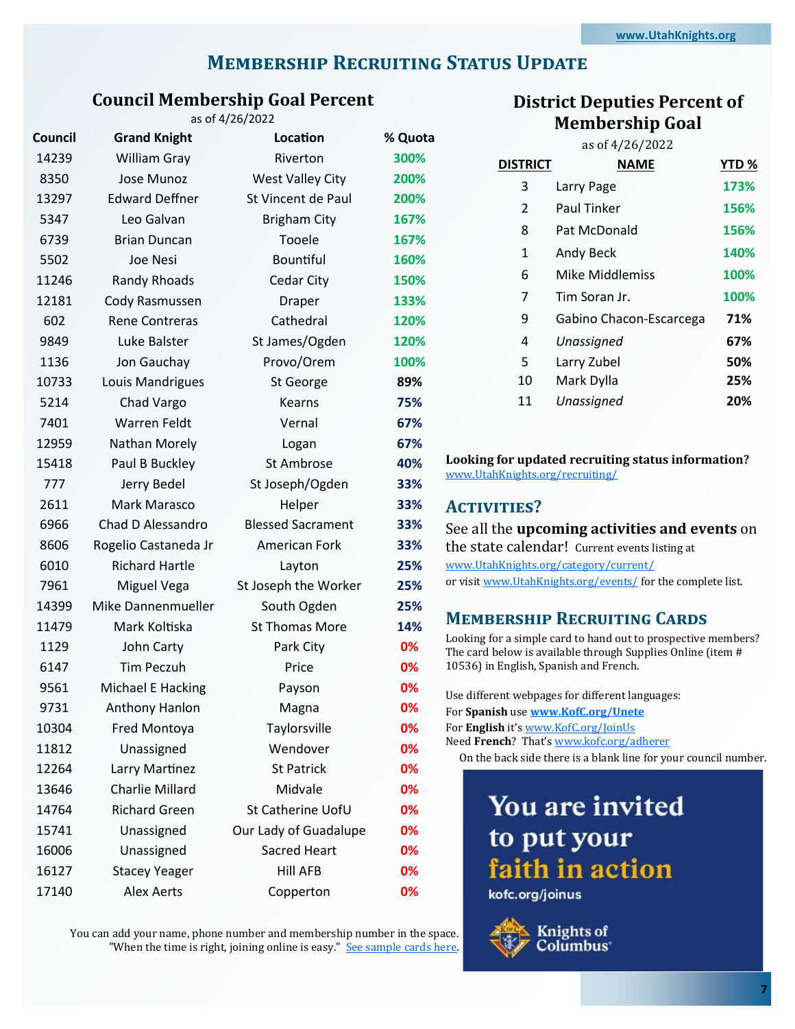# Membership Recruiting Status Update

## Council Membership Goal Percent

as of 4/26/2022

| Council | Grand Knight | Location | % Quota |
|---|---|---|---|
| 14239 | William Gray | Riverton | 300% |
| 8350 | Jose Munoz | West Valley City | 200% |
| 13297 | Edward Deffner | St Vincent de Paul | 200% |
| 5347 | Leo Galvan | Brigham City | 167% |
| 6739 | Brian Duncan | Tooele | 167% |
| 5502 | Joe Nesi | Bountiful | 160% |
| 11246 | Randy Rhoads | Cedar City | 150% |
| 12181 | Cody Rasmussen | Draper | 133% |
| 602 | Rene Contreras | Cathedral | 120% |
| 9849 | Luke Balster | St James/Ogden | 120% |
| 1136 | Jon Gauchay | Provo/Orem | 100% |
| 10733 | Louis Mandrigues | St George | 89% |
| 5214 | Chad Vargo | Kearns | 75% |
| 7401 | Warren Feldt | Vernal | 67% |
| 12959 | Nathan Morely | Logan | 67% |
| 15418 | Paul B Buckley | St Ambrose | 40% |
| 777 | Jerry Bedel | St Joseph/Ogden | 33% |
| 2611 | Mark Marasco | Helper | 33% |
| 6966 | Chad D Alessandro | Blessed Sacrament | 33% |
| 8606 | Rogelio Castaneda Jr | American Fork | 33% |
| 6010 | Richard Hartle | Layton | 25% |
| 7961 | Miguel Vega | St Joseph the Worker | 25% |
| 14399 | Mike Dannenmueller | South Ogden | 25% |
| 11479 | Mark Koltiska | St Thomas More | 14% |
| 1129 | John Carty | Park City | 0% |
| 6147 | Tim Peczuh | Price | 0% |
| 9561 | Michael E Hacking | Payson | 0% |
| 9731 | Anthony Hanlon | Magna | 0% |
| 10304 | Fred Montoya | Taylorsville | 0% |
| 11812 | Unassigned | Wendover | 0% |
| 12264 | Larry Martinez | St Patrick | 0% |
| 13646 | Charlie Millard | Midvale | 0% |
| 14764 | Richard Green | St Catherine UofU | 0% |
| 15741 | Unassigned | Our Lady of Guadalupe | 0% |
| 16006 | Unassigned | Sacred Heart | 0% |
| 16127 | Stacey Yeager | Hill AFB | 0% |
| 17140 | Alex Aerts | Copperton | 0% |

## District Deputies Percent of Membership Goal

as of 4/26/2022

| DISTRICT | NAME | YTD % |
|---|---|---|
| 3 | Larry Page | 173% |
| 2 | Paul Tinker | 156% |
| 8 | Pat McDonald | 156% |
| 1 | Andy Beck | 140% |
| 6 | Mike Middlemiss | 100% |
| 7 | Tim Soran Jr. | 100% |
| 9 | Gabino Chacon-Escarcega | 71% |
| 4 | *Unassigned* | 67% |
| 5 | Larry Zubel | 50% |
| 10 | Mark Dylla | 25% |
| 11 | *Unassigned* | 20% |

**Looking for updated recruiting status information?**
www.UtahKnights.org/recruiting/

## Activities?

See all the **upcoming activities and events** on the state calendar! Current events listing at www.UtahKnights.org/category/current/ or visit www.UtahKnights.org/events/ for the complete list.

## Membership Recruiting Cards

Looking for a simple card to hand out to prospective members? The card below is available through Supplies Online (item # 10536) in English, Spanish and French.

Use different webpages for different languages:
For **Spanish** use **www.KofC.org/Unete**
For **English** it's www.KofC.org/JoinUs
Need **French**? That's www.kofc.org/adherer

On the back side there is a blank line for your council number.

You are invited to put your faith in action
kofc.org/joinus
Knights of Columbus

You can add your name, phone number and membership number in the space. "When the time is right, joining online is easy." See sample cards here.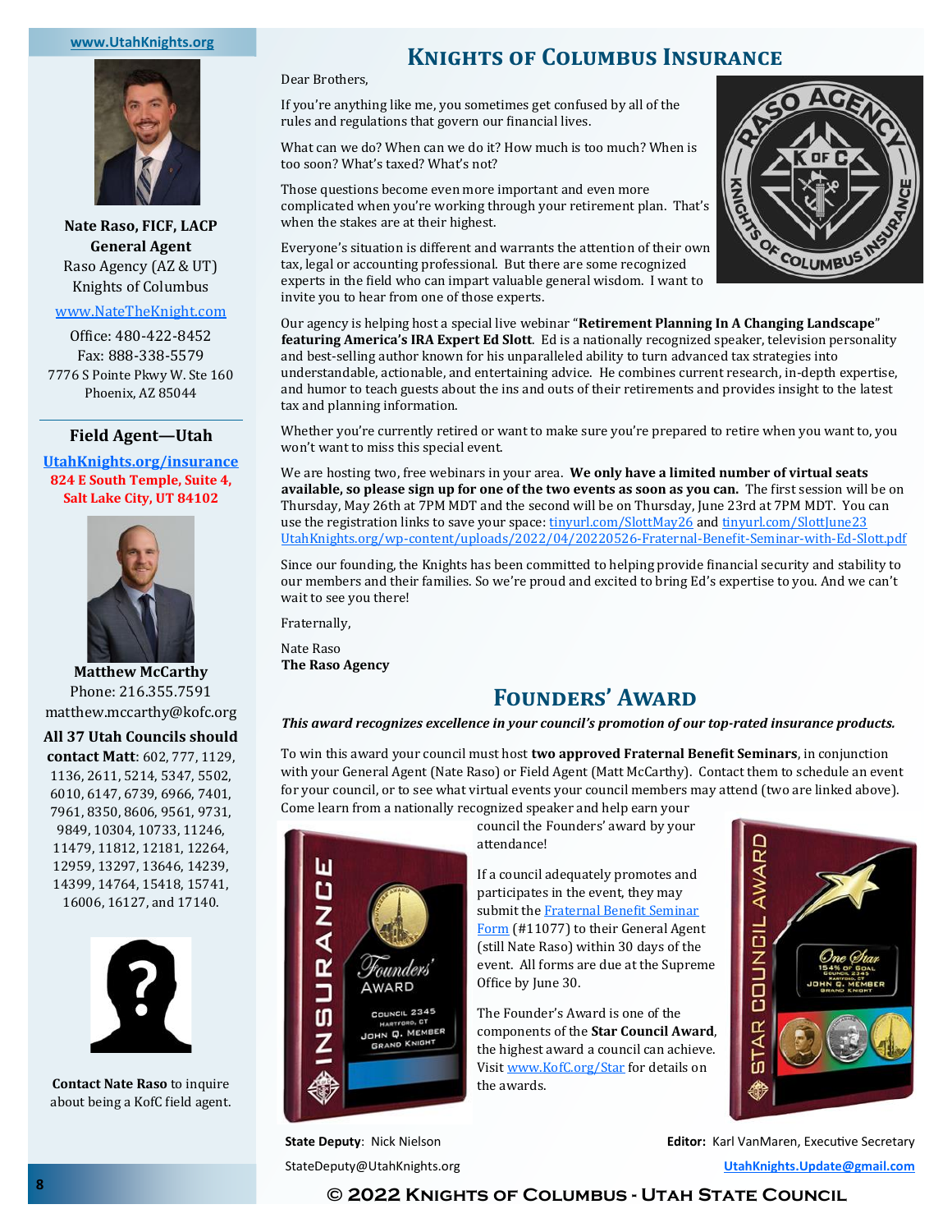www.UtahKnights.org

**Nate Raso, FICF, LACP**
**General Agent**
Raso Agency (AZ & UT)
Knights of Columbus

www.NateTheKnight.com

Office: 480-422-8452
Fax: 888-338-5579
7776 S Pointe Pkwy W. Ste 160
Phoenix, AZ 85044

### Field Agent—Utah

**UtahKnights.org/insurance**
**824 E South Temple, Suite 4, Salt Lake City, UT 84102**

**Matthew McCarthy**
Phone: 216.355.7591
matthew.mccarthy@kofc.org

**All 37 Utah Councils should contact Matt**: 602, 777, 1129, 1136, 2611, 5214, 5347, 5502, 6010, 6147, 6739, 6966, 7401, 7961, 8350, 8606, 9561, 9731, 9849, 10304, 10733, 11246, 11479, 11812, 12181, 12264, 12959, 13297, 13646, 14239, 14399, 14764, 15418, 15741, 16006, 16127, and 17140.

**Contact Nate Raso** to inquire about being a KofC field agent.

# Knights of Columbus Insurance

Dear Brothers,

If you're anything like me, you sometimes get confused by all of the rules and regulations that govern our financial lives.

What can we do? When can we do it? How much is too much? When is too soon? What's taxed? What's not?

Those questions become even more important and even more complicated when you're working through your retirement plan. That's when the stakes are at their highest.

Everyone's situation is different and warrants the attention of their own tax, legal or accounting professional. But there are some recognized experts in the field who can impart valuable general wisdom. I want to invite you to hear from one of those experts.

Our agency is helping host a special live webinar "**Retirement Planning In A Changing Landscape**" **featuring America's IRA Expert Ed Slott**. Ed is a nationally recognized speaker, television personality and best-selling author known for his unparalleled ability to turn advanced tax strategies into understandable, actionable, and entertaining advice. He combines current research, in-depth expertise, and humor to teach guests about the ins and outs of their retirements and provides insight to the latest tax and planning information.

Whether you're currently retired or want to make sure you're prepared to retire when you want to, you won't want to miss this special event.

We are hosting two, free webinars in your area. **We only have a limited number of virtual seats available, so please sign up for one of the two events as soon as you can.** The first session will be on Thursday, May 26th at 7PM MDT and the second will be on Thursday, June 23rd at 7PM MDT. You can use the registration links to save your space: tinyurl.com/SlottMay26 and tinyurl.com/SlottJune23 UtahKnights.org/wp-content/uploads/2022/04/20220526-Fraternal-Benefit-Seminar-with-Ed-Slott.pdf

Since our founding, the Knights has been committed to helping provide financial security and stability to our members and their families. So we're proud and excited to bring Ed's expertise to you. And we can't wait to see you there!

Fraternally,

Nate Raso
**The Raso Agency**

# Founders' Award

***This award recognizes excellence in your council's promotion of our top-rated insurance products.***

To win this award your council must host **two approved Fraternal Benefit Seminars**, in conjunction with your General Agent (Nate Raso) or Field Agent (Matt McCarthy). Contact them to schedule an event for your council, or to see what virtual events your council members may attend (two are linked above). Come learn from a nationally recognized speaker and help earn your council the Founders' award by your attendance!

If a council adequately promotes and participates in the event, they may submit the Fraternal Benefit Seminar Form (#11077) to their General Agent (still Nate Raso) within 30 days of the event. All forms are due at the Supreme Office by June 30.

The Founder's Award is one of the components of the **Star Council Award**, the highest award a council can achieve. Visit www.KofC.org/Star for details on the awards.

**State Deputy**: Nick Nielson
StateDeputy@UtahKnights.org

**Editor:** Karl VanMaren, Executive Secretary
**UtahKnights.Update@gmail.com**

© 2022 Knights of Columbus - Utah State Council